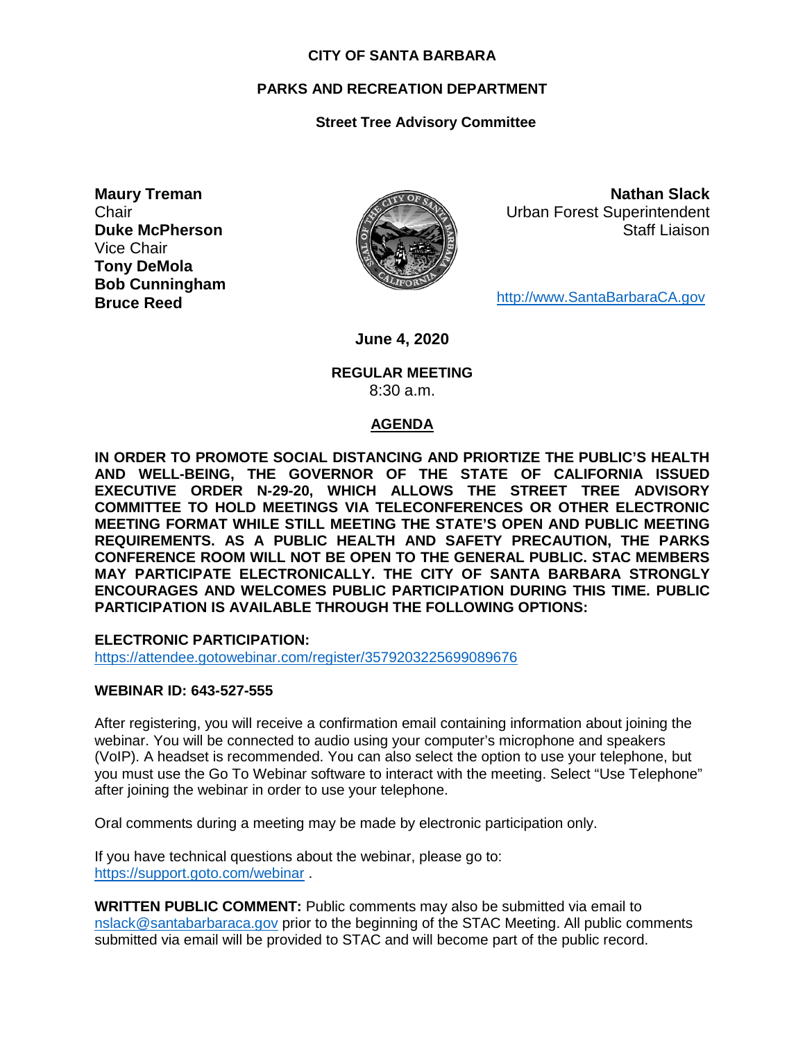**CITY OF SANTA BARBARA**

**PARKS AND RECREATION DEPARTMENT**

**Street Tree Advisory Committee**

**Maury Treman**
Chair
**Duke McPherson**
Vice Chair
**Tony DeMola**
**Bob Cunningham**
**Bruce Reed**

**Nathan Slack**
Urban Forest Superintendent
Staff Liaison

http://www.SantaBarbaraCA.gov

**June 4, 2020**

**REGULAR MEETING**
8:30 a.m.

**AGENDA**

**IN ORDER TO PROMOTE SOCIAL DISTANCING AND PRIORTIZE THE PUBLIC'S HEALTH AND WELL-BEING, THE GOVERNOR OF THE STATE OF CALIFORNIA ISSUED EXECUTIVE ORDER N-29-20, WHICH ALLOWS THE STREET TREE ADVISORY COMMITTEE TO HOLD MEETINGS VIA TELECONFERENCES OR OTHER ELECTRONIC MEETING FORMAT WHILE STILL MEETING THE STATE'S OPEN AND PUBLIC MEETING REQUIREMENTS. AS A PUBLIC HEALTH AND SAFETY PRECAUTION, THE PARKS CONFERENCE ROOM WILL NOT BE OPEN TO THE GENERAL PUBLIC. STAC MEMBERS MAY PARTICIPATE ELECTRONICALLY. THE CITY OF SANTA BARBARA STRONGLY ENCOURAGES AND WELCOMES PUBLIC PARTICIPATION DURING THIS TIME. PUBLIC PARTICIPATION IS AVAILABLE THROUGH THE FOLLOWING OPTIONS:**

**ELECTRONIC PARTICIPATION:**
https://attendee.gotowebinar.com/register/3579203225699089676

**WEBINAR ID: 643-527-555**

After registering, you will receive a confirmation email containing information about joining the webinar. You will be connected to audio using your computer's microphone and speakers (VoIP). A headset is recommended. You can also select the option to use your telephone, but you must use the Go To Webinar software to interact with the meeting. Select "Use Telephone" after joining the webinar in order to use your telephone.

Oral comments during a meeting may be made by electronic participation only.

If you have technical questions about the webinar, please go to:
https://support.goto.com/webinar .

**WRITTEN PUBLIC COMMENT:** Public comments may also be submitted via email to nslack@santabarbaraca.gov prior to the beginning of the STAC Meeting. All public comments submitted via email will be provided to STAC and will become part of the public record.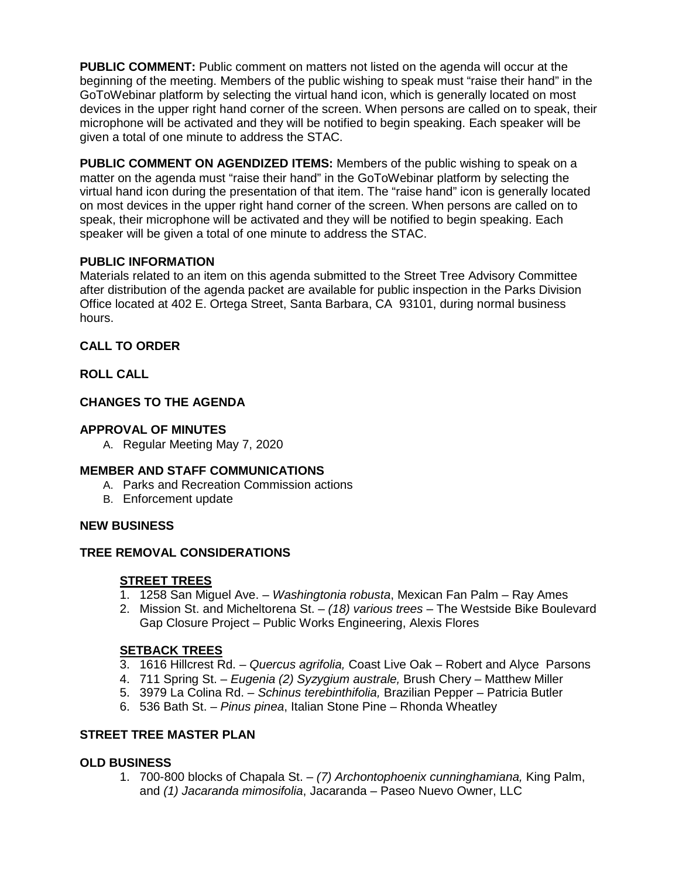**PUBLIC COMMENT:** Public comment on matters not listed on the agenda will occur at the beginning of the meeting. Members of the public wishing to speak must "raise their hand" in the GoToWebinar platform by selecting the virtual hand icon, which is generally located on most devices in the upper right hand corner of the screen. When persons are called on to speak, their microphone will be activated and they will be notified to begin speaking. Each speaker will be given a total of one minute to address the STAC.

**PUBLIC COMMENT ON AGENDIZED ITEMS:** Members of the public wishing to speak on a matter on the agenda must "raise their hand" in the GoToWebinar platform by selecting the virtual hand icon during the presentation of that item. The "raise hand" icon is generally located on most devices in the upper right hand corner of the screen. When persons are called on to speak, their microphone will be activated and they will be notified to begin speaking. Each speaker will be given a total of one minute to address the STAC.

**PUBLIC INFORMATION**

Materials related to an item on this agenda submitted to the Street Tree Advisory Committee after distribution of the agenda packet are available for public inspection in the Parks Division Office located at 402 E. Ortega Street, Santa Barbara, CA 93101, during normal business hours.

**CALL TO ORDER**

**ROLL CALL**

**CHANGES TO THE AGENDA**

**APPROVAL OF MINUTES**

A. Regular Meeting May 7, 2020

**MEMBER AND STAFF COMMUNICATIONS**

A. Parks and Recreation Commission actions
B. Enforcement update

**NEW BUSINESS**

**TREE REMOVAL CONSIDERATIONS**

**STREET TREES**

1. 1258 San Miguel Ave. – *Washingtonia robusta*, Mexican Fan Palm – Ray Ames
2. Mission St. and Micheltorena St. – *(18) various trees* – The Westside Bike Boulevard Gap Closure Project – Public Works Engineering, Alexis Flores

**SETBACK TREES**

3. 1616 Hillcrest Rd. – *Quercus agrifolia,* Coast Live Oak – Robert and Alyce Parsons
4. 711 Spring St. – *Eugenia (2) Syzygium australe,* Brush Chery – Matthew Miller
5. 3979 La Colina Rd. – *Schinus terebinthifolia,* Brazilian Pepper – Patricia Butler
6. 536 Bath St. – *Pinus pinea*, Italian Stone Pine – Rhonda Wheatley

**STREET TREE MASTER PLAN**

**OLD BUSINESS**

1. 700-800 blocks of Chapala St. – *(7) Archontophoenix cunninghamiana,* King Palm, and *(1) Jacaranda mimosifolia*, Jacaranda – Paseo Nuevo Owner, LLC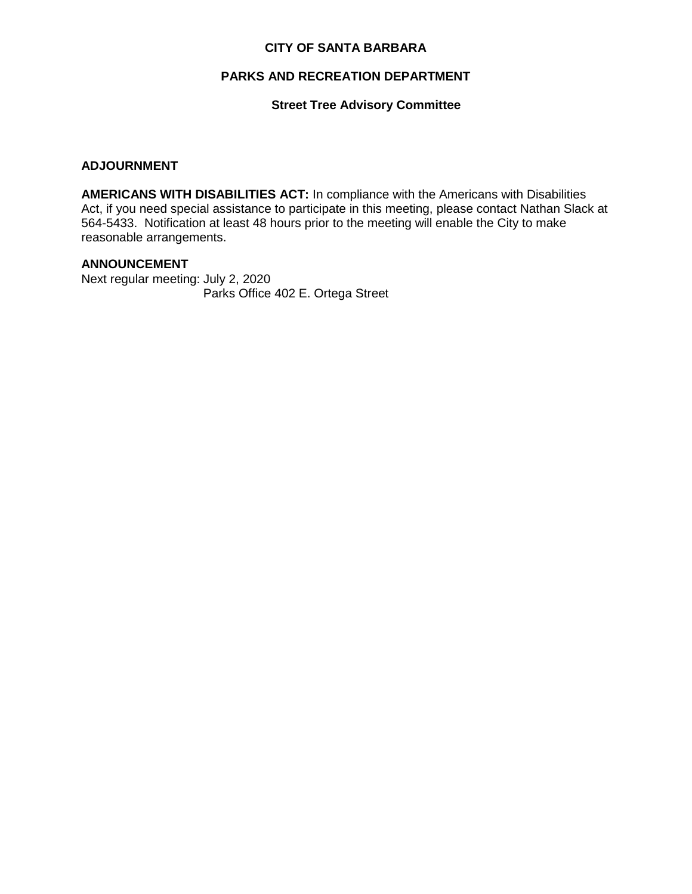**CITY OF SANTA BARBARA**

**PARKS AND RECREATION DEPARTMENT**

**Street Tree Advisory Committee**

**ADJOURNMENT**

**AMERICANS WITH DISABILITIES ACT:** In compliance with the Americans with Disabilities Act, if you need special assistance to participate in this meeting, please contact Nathan Slack at 564-5433. Notification at least 48 hours prior to the meeting will enable the City to make reasonable arrangements.

**ANNOUNCEMENT**

Next regular meeting: July 2, 2020
Parks Office 402 E. Ortega Street